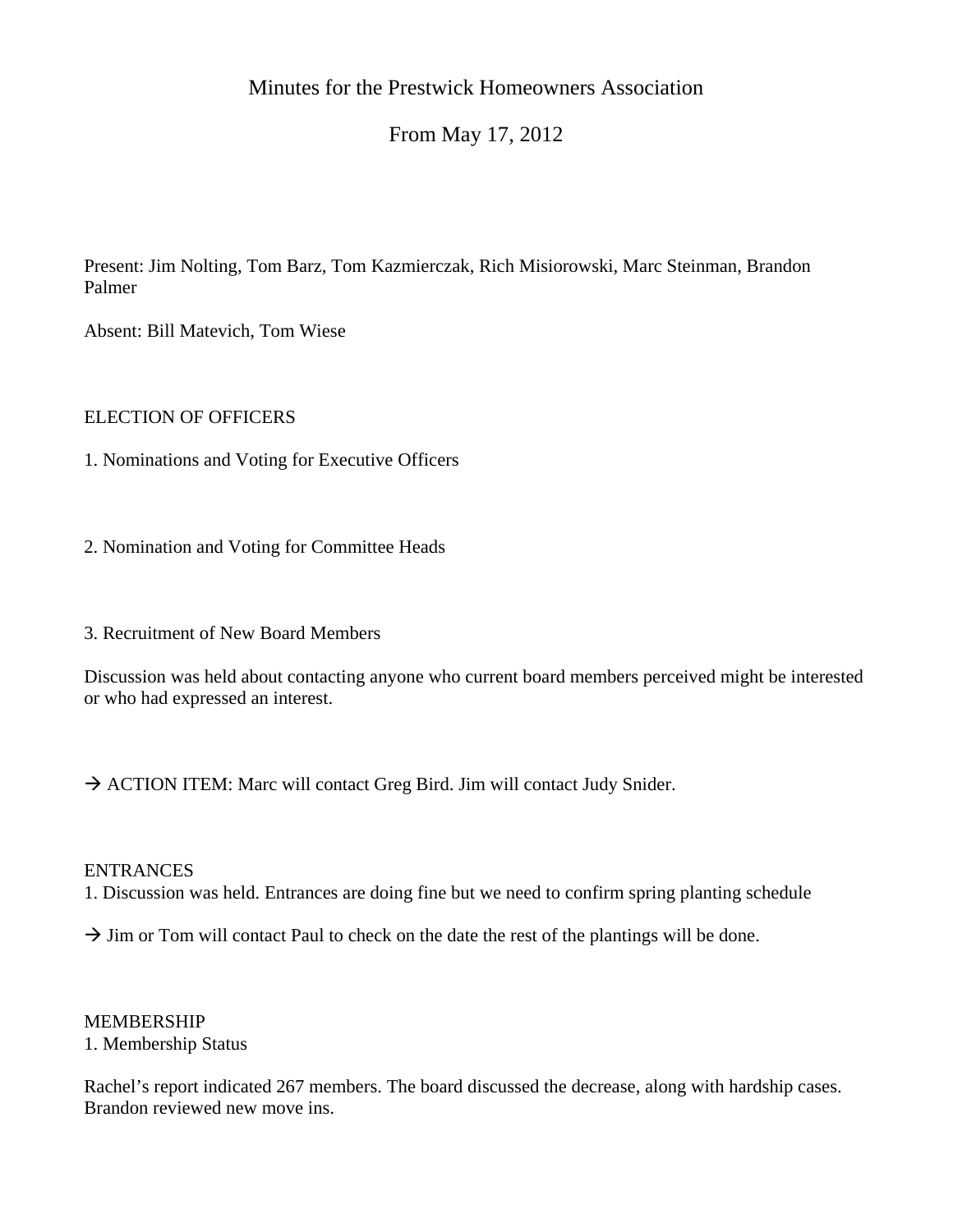# Minutes for the Prestwick Homeowners Association

## From May 17, 2012

Present: Jim Nolting, Tom Barz, Tom Kazmierczak, Rich Misiorowski, Marc Steinman, Brandon Palmer

Absent: Bill Matevich, Tom Wiese

ELECTION OF OFFICERS

1. Nominations and Voting for Executive Officers

2. Nomination and Voting for Committee Heads

3. Recruitment of New Board Members

Discussion was held about contacting anyone who current board members perceived might be interested or who had expressed an interest.

→ ACTION ITEM: Marc will contact Greg Bird. Jim will contact Judy Snider.

ENTRANCES

1. Discussion was held. Entrances are doing fine but we need to confirm spring planting schedule

→ Jim or Tom will contact Paul to check on the date the rest of the plantings will be done.

MEMBERSHIP

1. Membership Status

Rachel's report indicated 267 members. The board discussed the decrease, along with hardship cases. Brandon reviewed new move ins.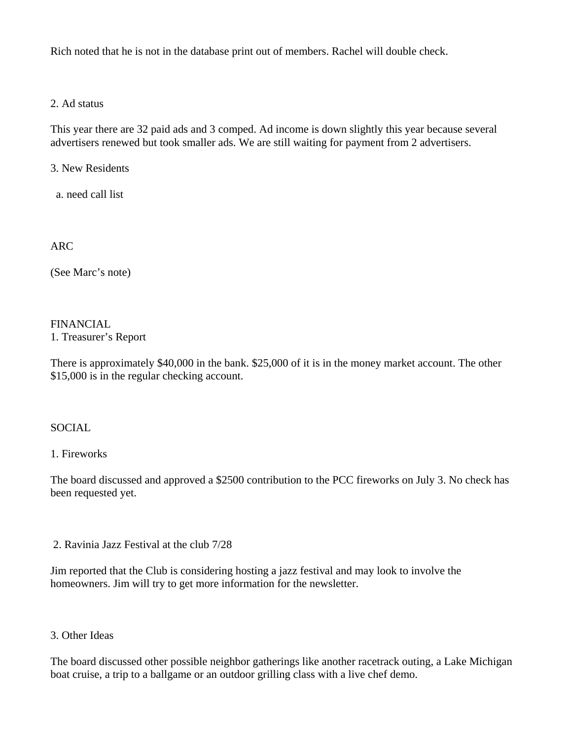Rich noted that he is not in the database print out of members. Rachel will double check.

2. Ad status

This year there are 32 paid ads and 3 comped. Ad income is down slightly this year because several advertisers renewed but took smaller ads. We are still waiting for payment from 2 advertisers.

3. New Residents

a. need call list

ARC

(See Marc's note)

FINANCIAL

1. Treasurer's Report

There is approximately $40,000 in the bank. $25,000 of it is in the money market account. The other $15,000 is in the regular checking account.

SOCIAL

1. Fireworks

The board discussed and approved a $2500 contribution to the PCC fireworks on July 3. No check has been requested yet.

2. Ravinia Jazz Festival at the club 7/28

Jim reported that the Club is considering hosting a jazz festival and may look to involve the homeowners. Jim will try to get more information for the newsletter.

3. Other Ideas

The board discussed other possible neighbor gatherings like another racetrack outing, a Lake Michigan boat cruise, a trip to a ballgame or an outdoor grilling class with a live chef demo.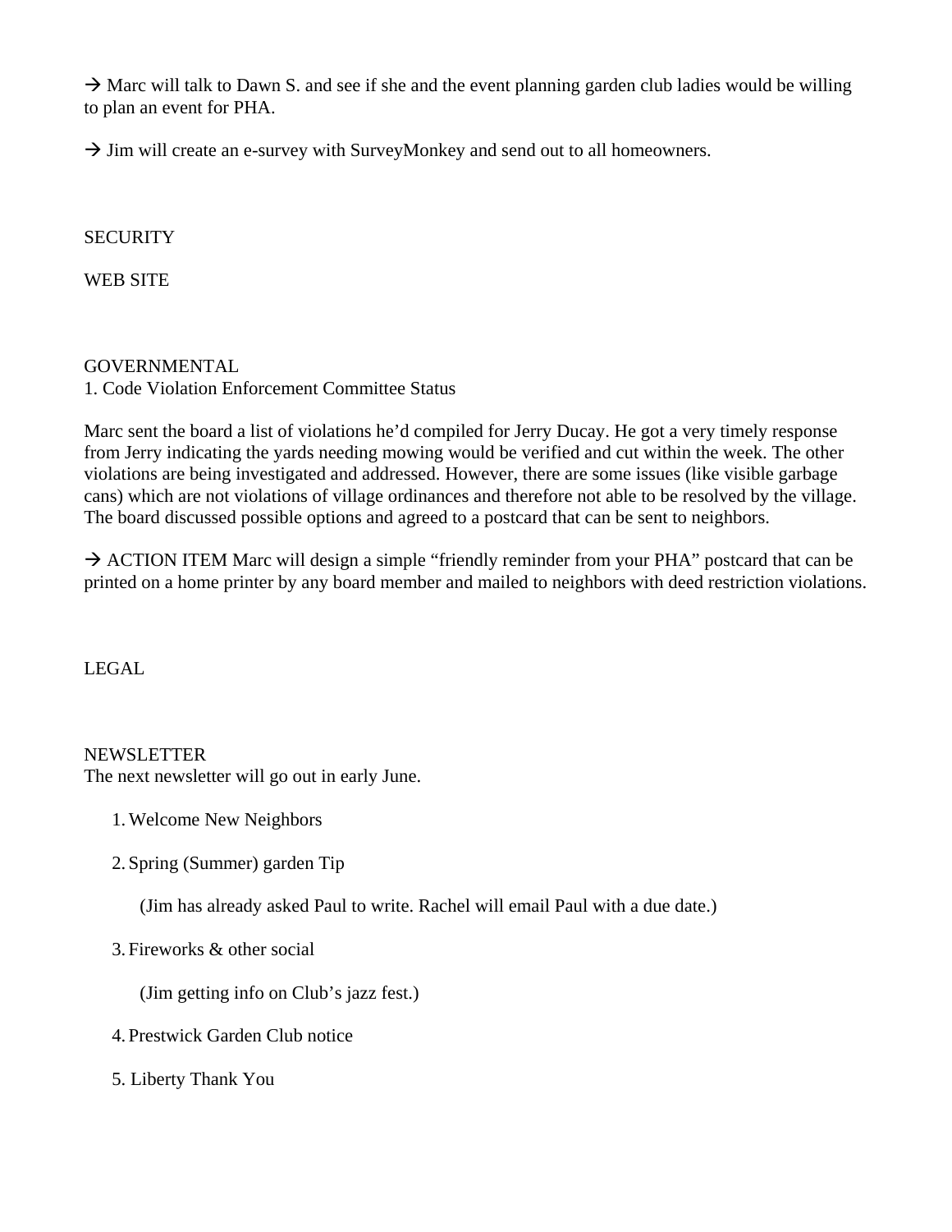→ Marc will talk to Dawn S. and see if she and the event planning garden club ladies would be willing to plan an event for PHA.

→ Jim will create an e-survey with SurveyMonkey and send out to all homeowners.

SECURITY

WEB SITE

GOVERNMENTAL

1. Code Violation Enforcement Committee Status

Marc sent the board a list of violations he'd compiled for Jerry Ducay. He got a very timely response from Jerry indicating the yards needing mowing would be verified and cut within the week. The other violations are being investigated and addressed. However, there are some issues (like visible garbage cans) which are not violations of village ordinances and therefore not able to be resolved by the village. The board discussed possible options and agreed to a postcard that can be sent to neighbors.

→ ACTION ITEM Marc will design a simple "friendly reminder from your PHA" postcard that can be printed on a home printer by any board member and mailed to neighbors with deed restriction violations.

LEGAL

NEWSLETTER

The next newsletter will go out in early June.

1. Welcome New Neighbors
2. Spring (Summer) garden Tip

   (Jim has already asked Paul to write. Rachel will email Paul with a due date.)

3. Fireworks & other social

   (Jim getting info on Club's jazz fest.)

4. Prestwick Garden Club notice
5. Liberty Thank You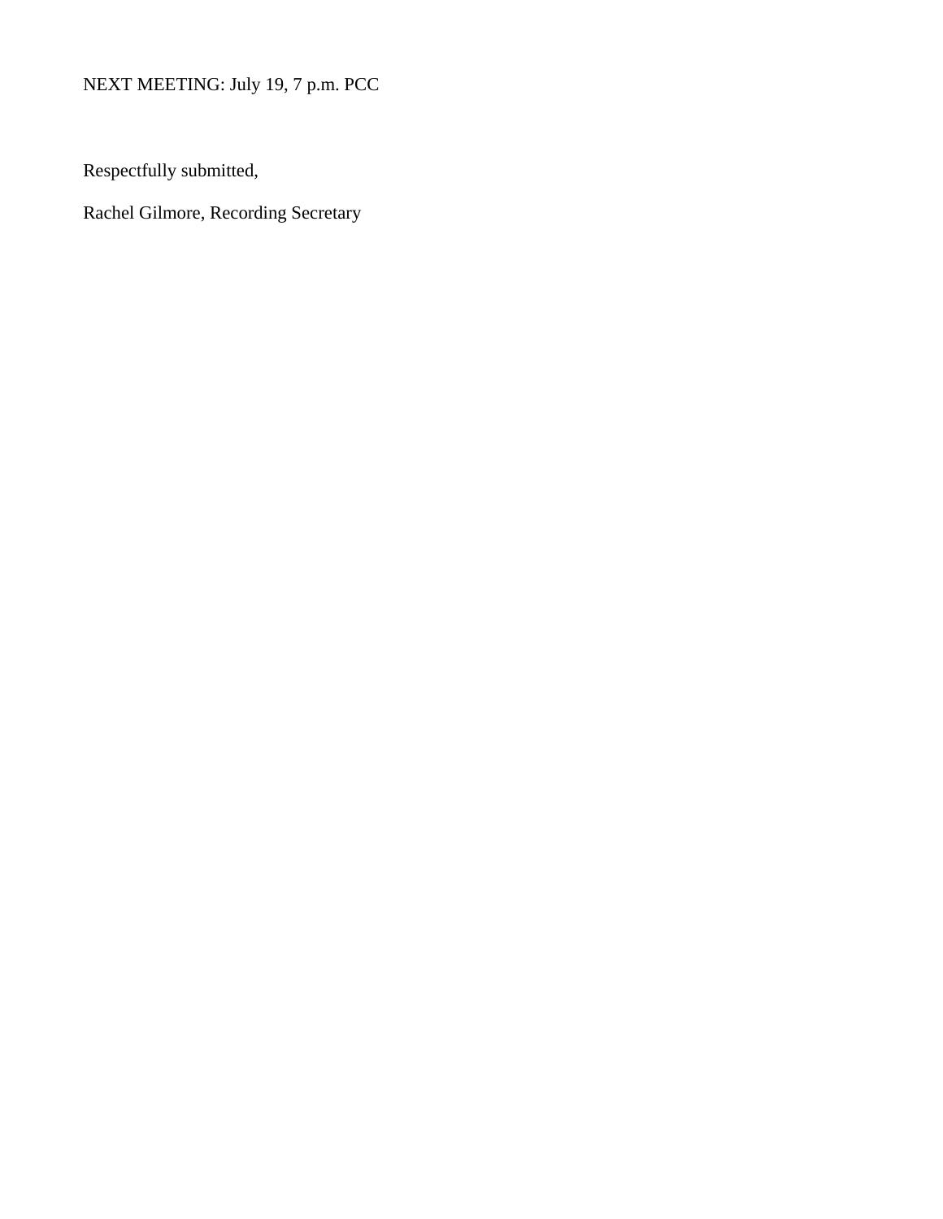NEXT MEETING: July 19, 7 p.m. PCC

Respectfully submitted,

Rachel Gilmore, Recording Secretary